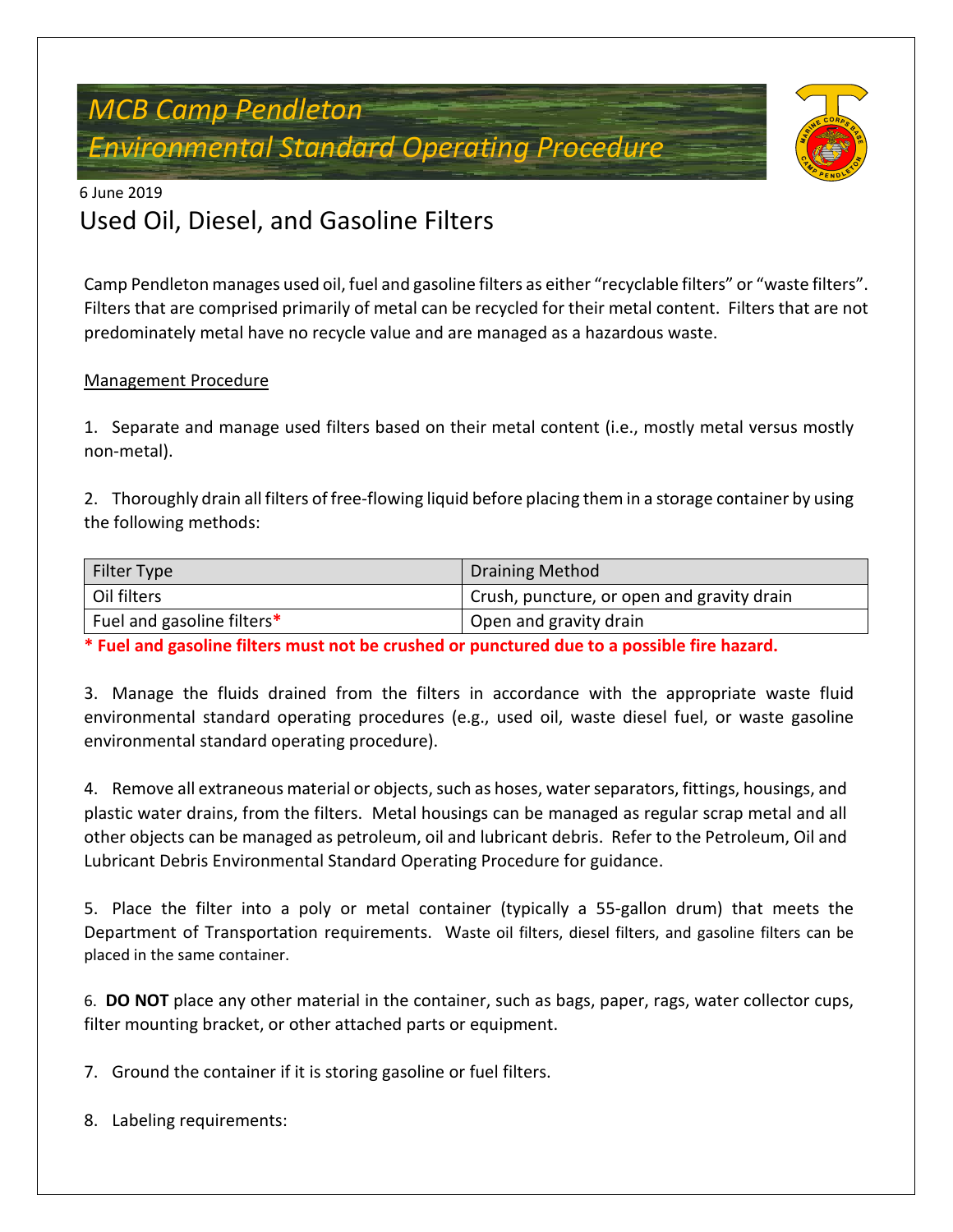# MCB Camp Pendleton
## Environmental Standard Operating Procedure

6 June 2019

## Used Oil, Diesel, and Gasoline Filters

Camp Pendleton manages used oil, fuel and gasoline filters as either "recyclable filters" or "waste filters". Filters that are comprised primarily of metal can be recycled for their metal content. Filters that are not predominately metal have no recycle value and are managed as a hazardous waste.

Management Procedure

1. Separate and manage used filters based on their metal content (i.e., mostly metal versus mostly non-metal).

2. Thoroughly drain all filters of free-flowing liquid before placing them in a storage container by using the following methods:

| Filter Type | Draining Method |
|---|---|
| Oil filters | Crush, puncture, or open and gravity drain |
| Fuel and gasoline filters* | Open and gravity drain |

**\* Fuel and gasoline filters must not be crushed or punctured due to a possible fire hazard.**

3. Manage the fluids drained from the filters in accordance with the appropriate waste fluid environmental standard operating procedures (e.g., used oil, waste diesel fuel, or waste gasoline environmental standard operating procedure).

4. Remove all extraneous material or objects, such as hoses, water separators, fittings, housings, and plastic water drains, from the filters. Metal housings can be managed as regular scrap metal and all other objects can be managed as petroleum, oil and lubricant debris. Refer to the Petroleum, Oil and Lubricant Debris Environmental Standard Operating Procedure for guidance.

5. Place the filter into a poly or metal container (typically a 55-gallon drum) that meets the Department of Transportation requirements. Waste oil filters, diesel filters, and gasoline filters can be placed in the same container.

6. **DO NOT** place any other material in the container, such as bags, paper, rags, water collector cups, filter mounting bracket, or other attached parts or equipment.

7. Ground the container if it is storing gasoline or fuel filters.

8. Labeling requirements: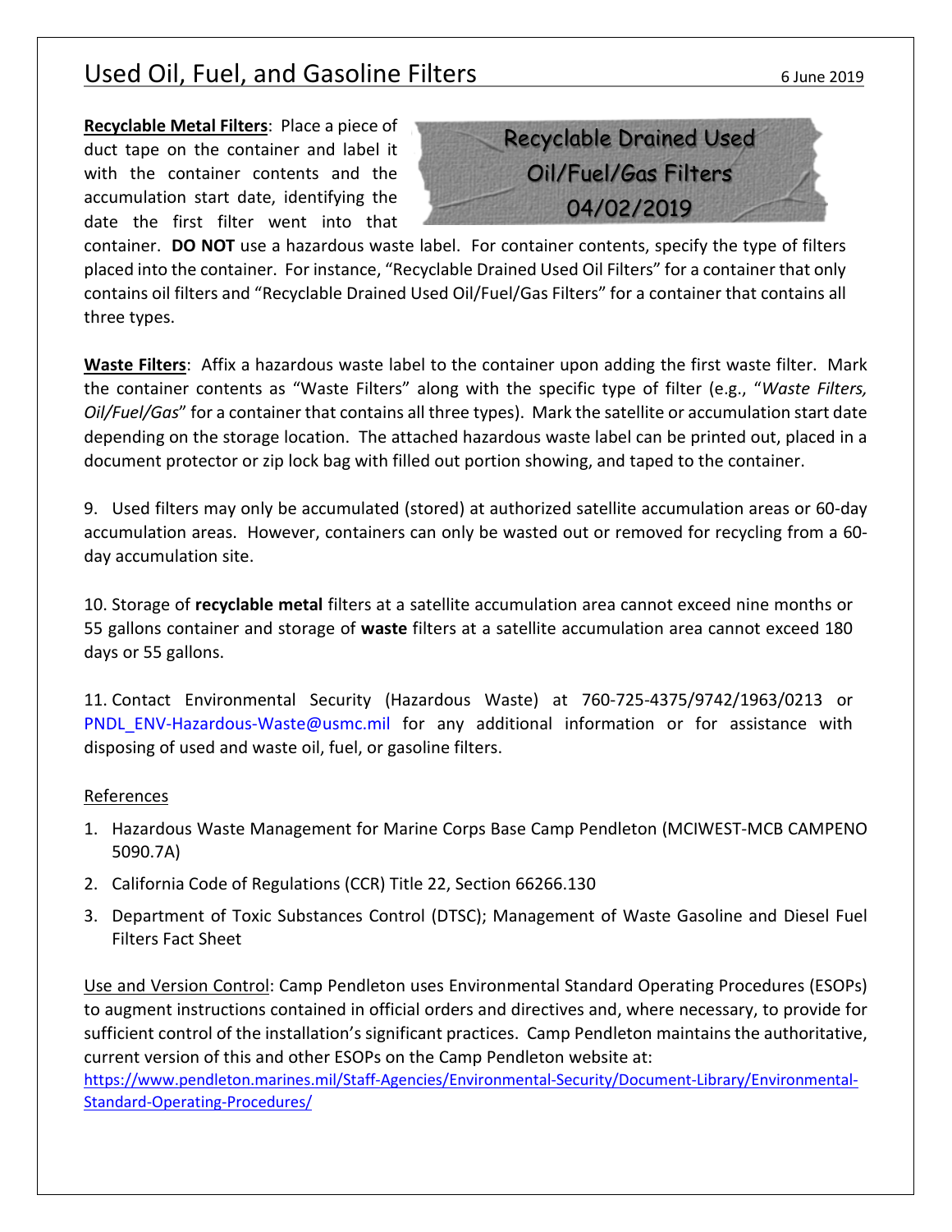## Used Oil, Fuel, and Gasoline Filters

6 June 2019

**Recyclable Metal Filters**: Place a piece of duct tape on the container and label it with the container contents and the accumulation start date, identifying the date the first filter went into that container. **DO NOT** use a hazardous waste label. For container contents, specify the type of filters placed into the container. For instance, "Recyclable Drained Used Oil Filters" for a container that only contains oil filters and "Recyclable Drained Used Oil/Fuel/Gas Filters" for a container that contains all three types.

Recyclable Drained Used
Oil/Fuel/Gas Filters
04/02/2019

**Waste Filters**: Affix a hazardous waste label to the container upon adding the first waste filter. Mark the container contents as "Waste Filters" along with the specific type of filter (e.g., "*Waste Filters, Oil/Fuel/Gas*" for a container that contains all three types). Mark the satellite or accumulation start date depending on the storage location. The attached hazardous waste label can be printed out, placed in a document protector or zip lock bag with filled out portion showing, and taped to the container.

9. Used filters may only be accumulated (stored) at authorized satellite accumulation areas or 60-day accumulation areas. However, containers can only be wasted out or removed for recycling from a 60-day accumulation site.

10. Storage of **recyclable metal** filters at a satellite accumulation area cannot exceed nine months or 55 gallons container and storage of **waste** filters at a satellite accumulation area cannot exceed 180 days or 55 gallons.

11. Contact Environmental Security (Hazardous Waste) at 760-725-4375/9742/1963/0213 or PNDL_ENV-Hazardous-Waste@usmc.mil for any additional information or for assistance with disposing of used and waste oil, fuel, or gasoline filters.

References

1. Hazardous Waste Management for Marine Corps Base Camp Pendleton (MCIWEST-MCB CAMPENO 5090.7A)
2. California Code of Regulations (CCR) Title 22, Section 66266.130
3. Department of Toxic Substances Control (DTSC); Management of Waste Gasoline and Diesel Fuel Filters Fact Sheet

Use and Version Control: Camp Pendleton uses Environmental Standard Operating Procedures (ESOPs) to augment instructions contained in official orders and directives and, where necessary, to provide for sufficient control of the installation's significant practices. Camp Pendleton maintains the authoritative, current version of this and other ESOPs on the Camp Pendleton website at: https://www.pendleton.marines.mil/Staff-Agencies/Environmental-Security/Document-Library/Environmental-Standard-Operating-Procedures/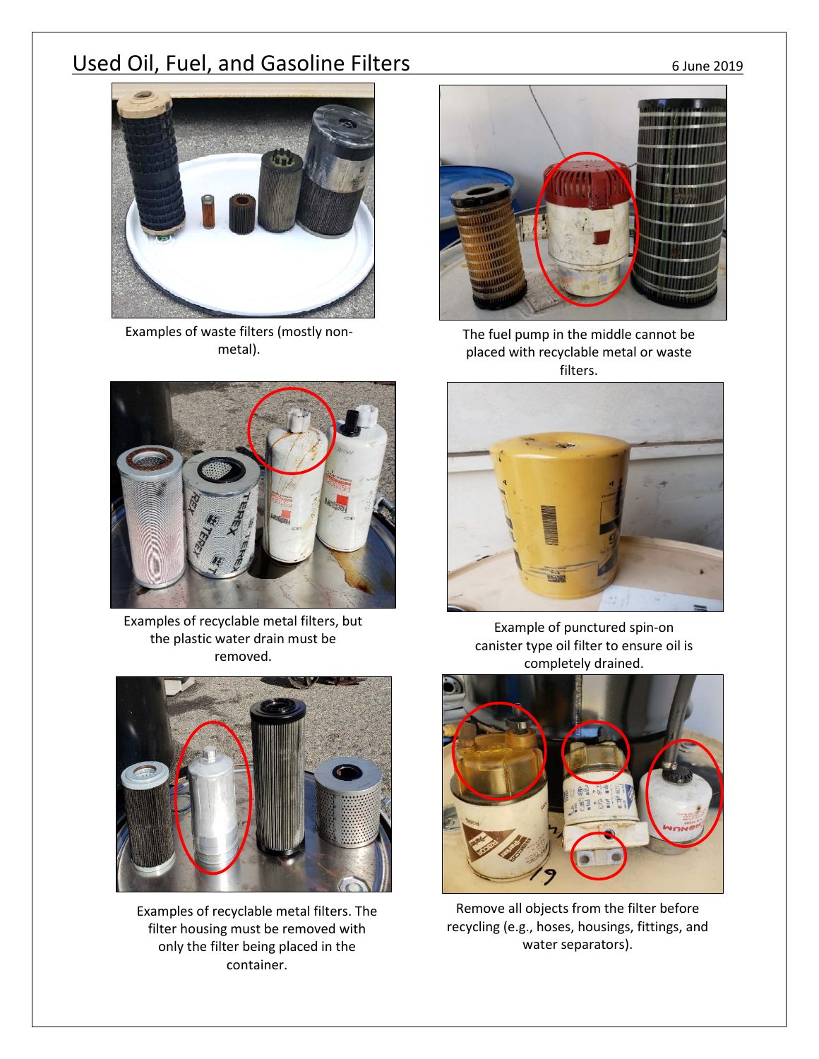## Used Oil, Fuel, and Gasoline Filters

6 June 2019

Examples of waste filters (mostly non-metal).

The fuel pump in the middle cannot be placed with recyclable metal or waste filters.

Examples of recyclable metal filters, but the plastic water drain must be removed.

Example of punctured spin-on canister type oil filter to ensure oil is completely drained.

Examples of recyclable metal filters. The filter housing must be removed with only the filter being placed in the container.

Remove all objects from the filter before recycling (e.g., hoses, housings, fittings, and water separators).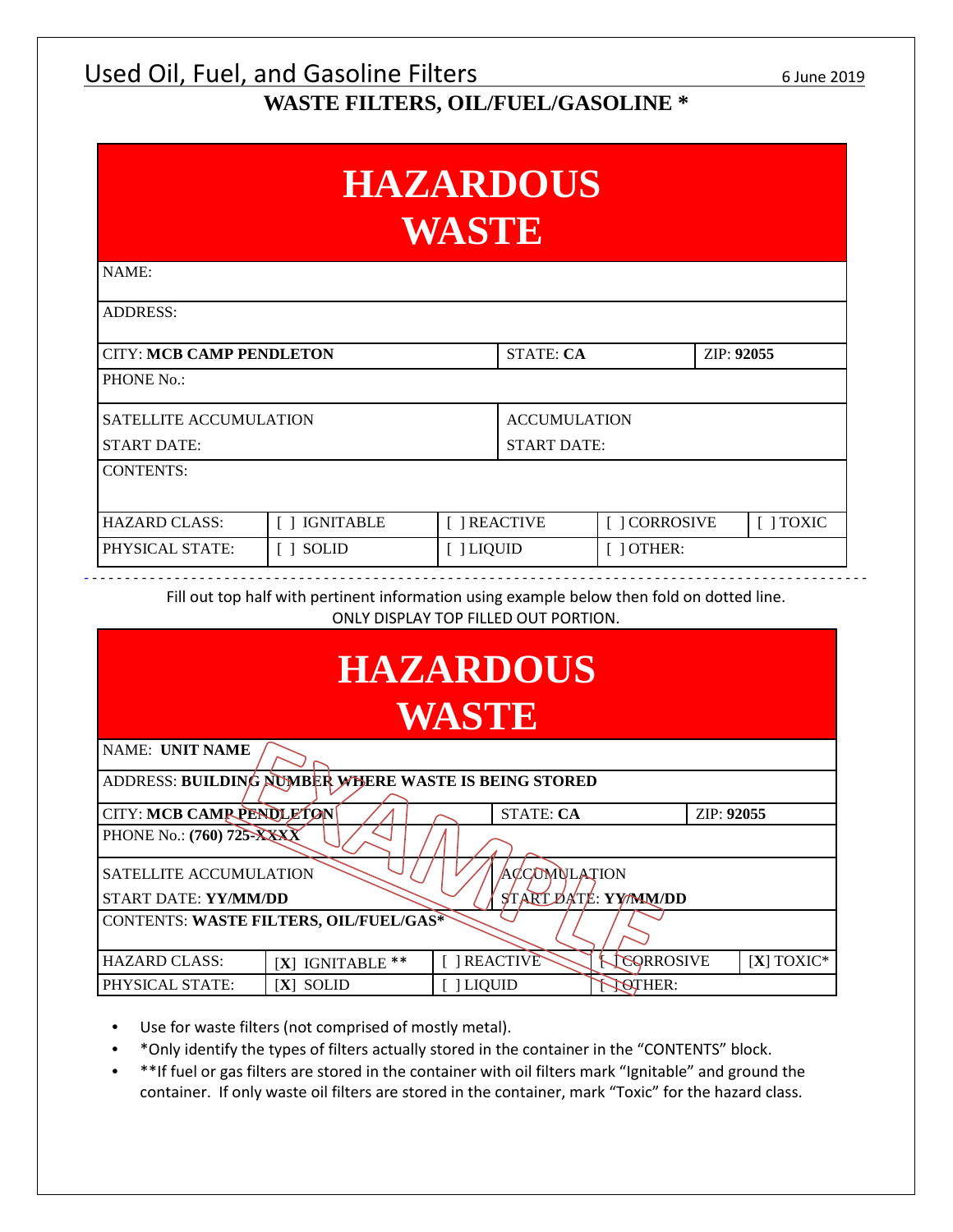# Used Oil, Fuel, and Gasoline Filters

6 June 2019

## WASTE FILTERS, OIL/FUEL/GASOLINE *

| HAZARDOUS WASTE | | | | |
|---|---|---|---|---|
| NAME: | | | | |
| ADDRESS: | | | | |
| CITY: **MCB CAMP PENDLETON** | | STATE: **CA** | | ZIP: **92055** |
| PHONE No.: | | | | |
| SATELLITE ACCUMULATION START DATE: | | ACCUMULATION START DATE: | | |
| CONTENTS: | | | | |
| HAZARD CLASS: | [ ] IGNITABLE | [ ] REACTIVE | [ ] CORROSIVE | [ ] TOXIC |
| PHYSICAL STATE: | [ ] SOLID | [ ] LIQUID | [ ] OTHER: | |

Fill out top half with pertinent information using example below then fold on dotted line.
ONLY DISPLAY TOP FILLED OUT PORTION.

EXAMPLE

| HAZARDOUS WASTE | | | | |
|---|---|---|---|---|
| NAME: **UNIT NAME** | | | | |
| ADDRESS: **BUILDING NUMBER WHERE WASTE IS BEING STORED** | | | | |
| CITY: **MCB CAMP PENDLETON** | | STATE: **CA** | | ZIP: **92055** |
| PHONE No.: **(760) 725-XXXX** | | | | |
| SATELLITE ACCUMULATION START DATE: **YY/MM/DD** | | ACCUMULATION START DATE: **YY/MM/DD** | | |
| CONTENTS: **WASTE FILTERS, OIL/FUEL/GAS*** | | | | |
| HAZARD CLASS: | [**X**] IGNITABLE ** | [ ] REACTIVE | [ ] CORROSIVE | [**X**] TOXIC* |
| PHYSICAL STATE: | [**X**] SOLID | [ ] LIQUID | [ ] OTHER: | |

- Use for waste filters (not comprised of mostly metal).
- *Only identify the types of filters actually stored in the container in the "CONTENTS" block.
- **If fuel or gas filters are stored in the container with oil filters mark "Ignitable" and ground the container. If only waste oil filters are stored in the container, mark "Toxic" for the hazard class.